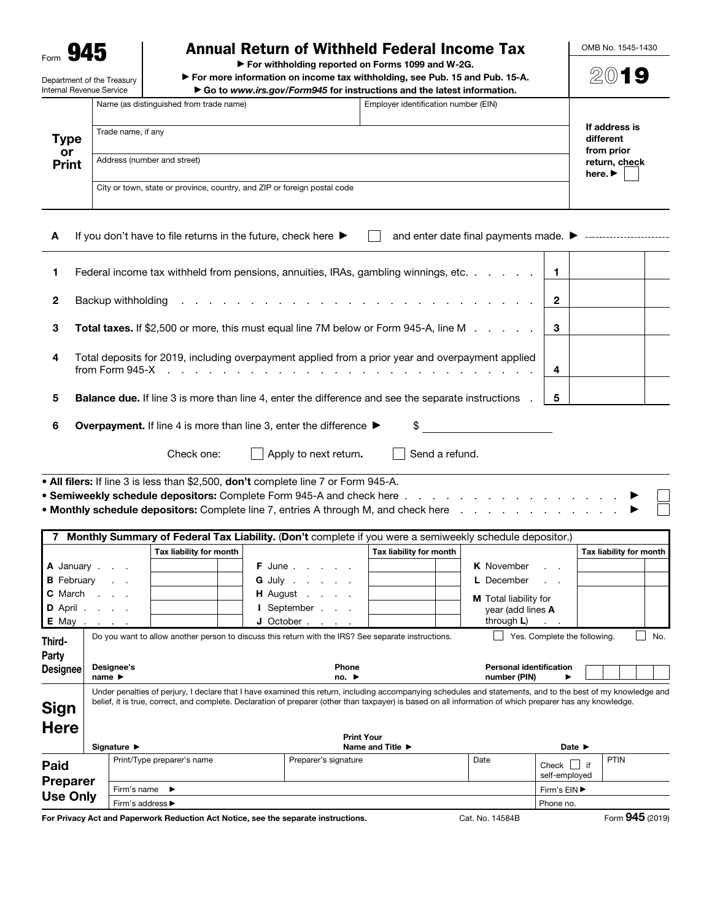Form **945**

Department of the Treasury
Internal Revenue Service

# Annual Return of Withheld Federal Income Tax

▶ For withholding reported on Forms 1099 and W-2G.
▶ For more information on income tax withholding, see Pub. 15 and Pub. 15-A.
▶ Go to *www.irs.gov/Form945* for instructions and the latest information.

OMB No. 1545-1430

**2019**

**Type or Print**

| Name (as distinguished from trade name) | Employer identification number (EIN) |
|---|---|
| Trade name, if any | |
| Address (number and street) | |
| City or town, state or province, country, and ZIP or foreign postal code | |

If address is different from prior return, check here. ▶ ☐

**A** If you don't have to file returns in the future, check here ▶ ☐ and enter date final payments made. ▶

| | | | |
|---|---|---|---|
| **1** | Federal income tax withheld from pensions, annuities, IRAs, gambling winnings, etc. | **1** | |
| **2** | Backup withholding | **2** | |
| **3** | **Total taxes.** If $2,500 or more, this must equal line 7M below or Form 945-A, line M | **3** | |
| **4** | Total deposits for 2019, including overpayment applied from a prior year and overpayment applied from Form 945-X | **4** | |
| **5** | **Balance due.** If line 3 is more than line 4, enter the difference and see the separate instructions | **5** | |

**6** **Overpayment.** If line 4 is more than line 3, enter the difference ▶ $

Check one: ☐ Apply to next return. ☐ Send a refund.

- **All filers:** If line 3 is less than $2,500, **don't** complete line 7 or Form 945-A.
- **Semiweekly schedule depositors:** Complete Form 945-A and check here ▶ ☐
- **Monthly schedule depositors:** Complete line 7, entries A through M, and check here ▶ ☐

**7 Monthly Summary of Federal Tax Liability.** (**Don't** complete if you were a semiweekly schedule depositor.)

| | Tax liability for month | | Tax liability for month | | Tax liability for month |
|---|---|---|---|---|---|
| **A** January | | **F** June | | **K** November | |
| **B** February | | **G** July | | **L** December | |
| **C** March | | **H** August | | **M** Total liability for year (add lines **A** through **L**) | |
| **D** April | | **I** September | | | |
| **E** May | | **J** October | | | |

**Third-Party Designee**

Do you want to allow another person to discuss this return with the IRS? See separate instructions. ☐ Yes. Complete the following. ☐ No.

Designee's name ▶ Phone no. ▶ Personal identification number (PIN) ▶

**Sign Here**

Under penalties of perjury, I declare that I have examined this return, including accompanying schedules and statements, and to the best of my knowledge and belief, it is true, correct, and complete. Declaration of preparer (other than taxpayer) is based on all information of which preparer has any knowledge.

Signature ▶ Print Your Name and Title ▶ Date ▶

**Paid Preparer Use Only**

| Print/Type preparer's name | Preparer's signature | Date | Check ☐ if self-employed | PTIN |
|---|---|---|---|---|
| Firm's name ▶ | | | Firm's EIN ▶ | |
| Firm's address ▶ | | | Phone no. | |

For Privacy Act and Paperwork Reduction Act Notice, see the separate instructions. Cat. No. 14584B Form **945** (2019)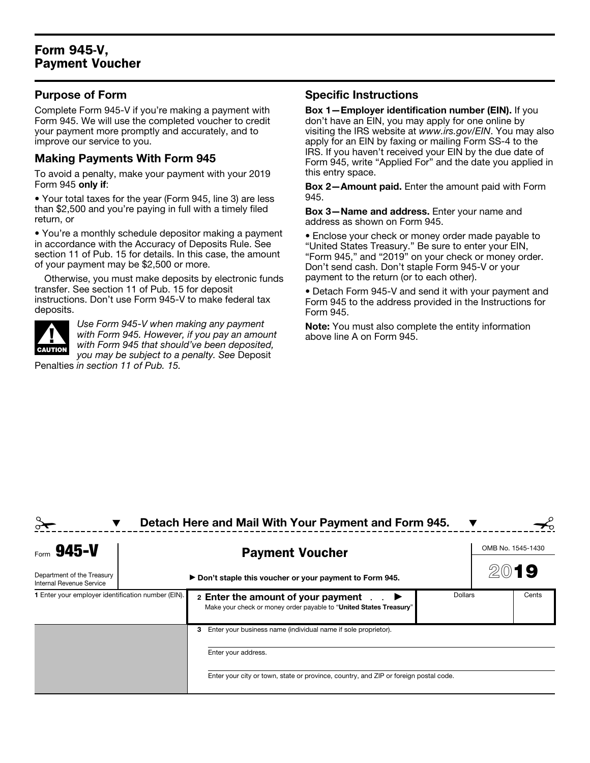# Form 945-V, Payment Voucher

## Purpose of Form

Complete Form 945-V if you're making a payment with Form 945. We will use the completed voucher to credit your payment more promptly and accurately, and to improve our service to you.

## Making Payments With Form 945

To avoid a penalty, make your payment with your 2019 Form 945 **only if**:

- Your total taxes for the year (Form 945, line 3) are less than $2,500 and you're paying in full with a timely filed return, or
- You're a monthly schedule depositor making a payment in accordance with the Accuracy of Deposits Rule. See section 11 of Pub. 15 for details. In this case, the amount of your payment may be $2,500 or more.

Otherwise, you must make deposits by electronic funds transfer. See section 11 of Pub. 15 for deposit instructions. Don't use Form 945-V to make federal tax deposits.

**CAUTION** *Use Form 945-V when making any payment with Form 945. However, if you pay an amount with Form 945 that should've been deposited, you may be subject to a penalty. See* Deposit Penalties *in section 11 of Pub. 15.*

## Specific Instructions

**Box 1—Employer identification number (EIN).** If you don't have an EIN, you may apply for one online by visiting the IRS website at *www.irs.gov/EIN*. You may also apply for an EIN by faxing or mailing Form SS-4 to the IRS. If you haven't received your EIN by the due date of Form 945, write "Applied For" and the date you applied in this entry space.

**Box 2—Amount paid.** Enter the amount paid with Form 945.

**Box 3—Name and address.** Enter your name and address as shown on Form 945.

- Enclose your check or money order made payable to "United States Treasury." Be sure to enter your EIN, "Form 945," and "2019" on your check or money order. Don't send cash. Don't staple Form 945-V or your payment to the return (or to each other).
- Detach Form 945-V and send it with your payment and Form 945 to the address provided in the Instructions for Form 945.

**Note:** You must also complete the entity information above line A on Form 945.

---

▼ Detach Here and Mail With Your Payment and Form 945. ▼

| Form **945-V** Department of the Treasury Internal Revenue Service | **Payment Voucher** ▶ Don't staple this voucher or your payment to Form 945. | | OMB No. 1545-1430 **2019** |
|---|---|---|---|
| **1** Enter your employer identification number (EIN). | **2 Enter the amount of your payment** ▶ Make your check or money order payable to "**United States Treasury**" | Dollars | Cents |
| | **3** Enter your business name (individual name if sole proprietor). Enter your address. Enter your city or town, state or province, country, and ZIP or foreign postal code. | | |